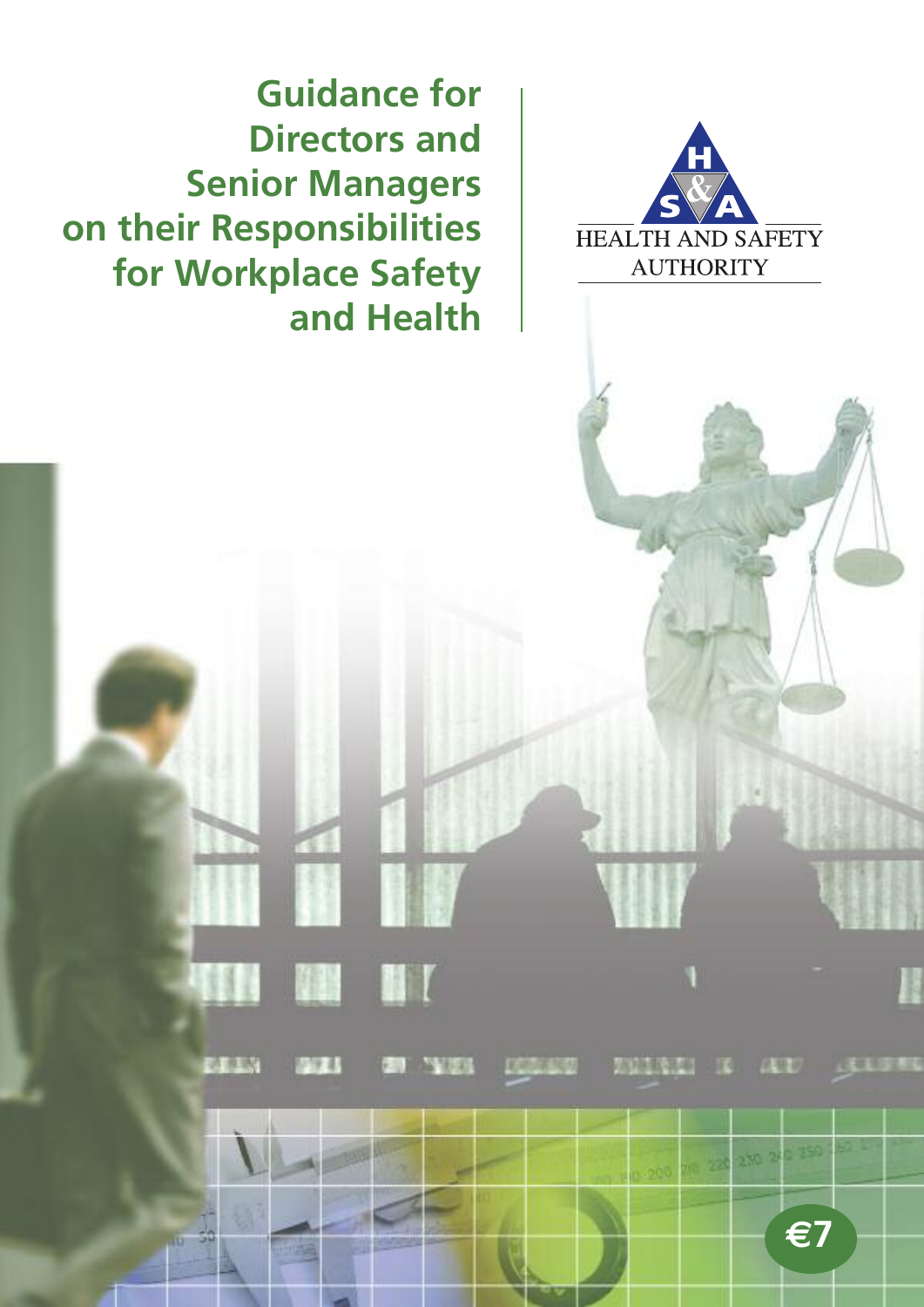# Guidance for Directors and Senior Managers on their Responsibilities for Workplace Safety and Health

HEALTH AND SAFETY AUTHORITY

€7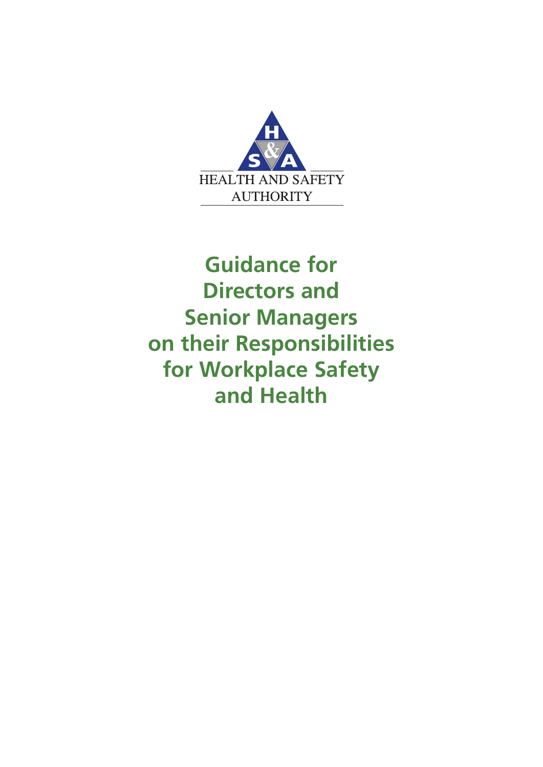HEALTH AND SAFETY AUTHORITY

# Guidance for Directors and Senior Managers on their Responsibilities for Workplace Safety and Health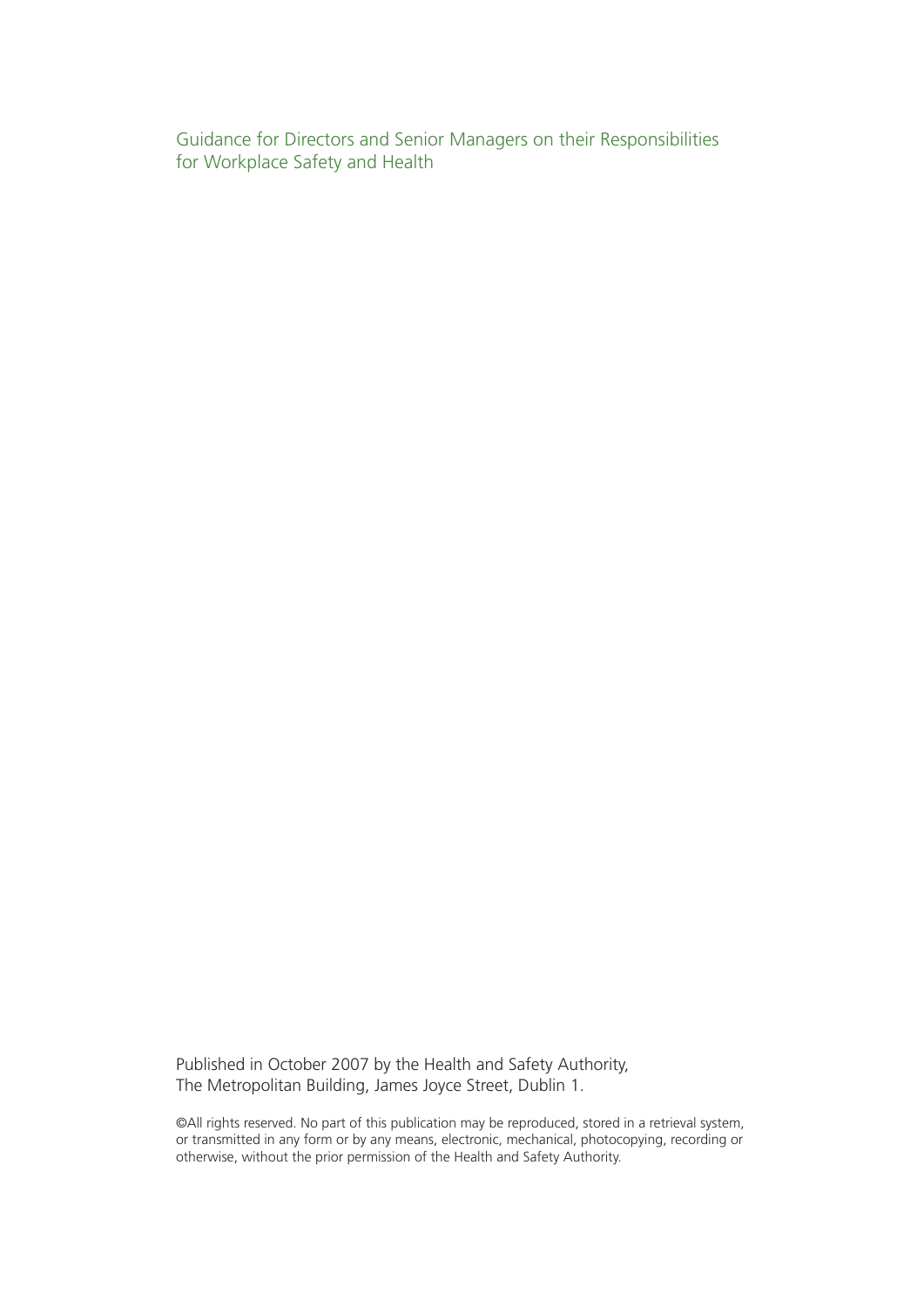Guidance for Directors and Senior Managers on their Responsibilities for Workplace Safety and Health

Published in October 2007 by the Health and Safety Authority, The Metropolitan Building, James Joyce Street, Dublin 1.

©All rights reserved. No part of this publication may be reproduced, stored in a retrieval system, or transmitted in any form or by any means, electronic, mechanical, photocopying, recording or otherwise, without the prior permission of the Health and Safety Authority.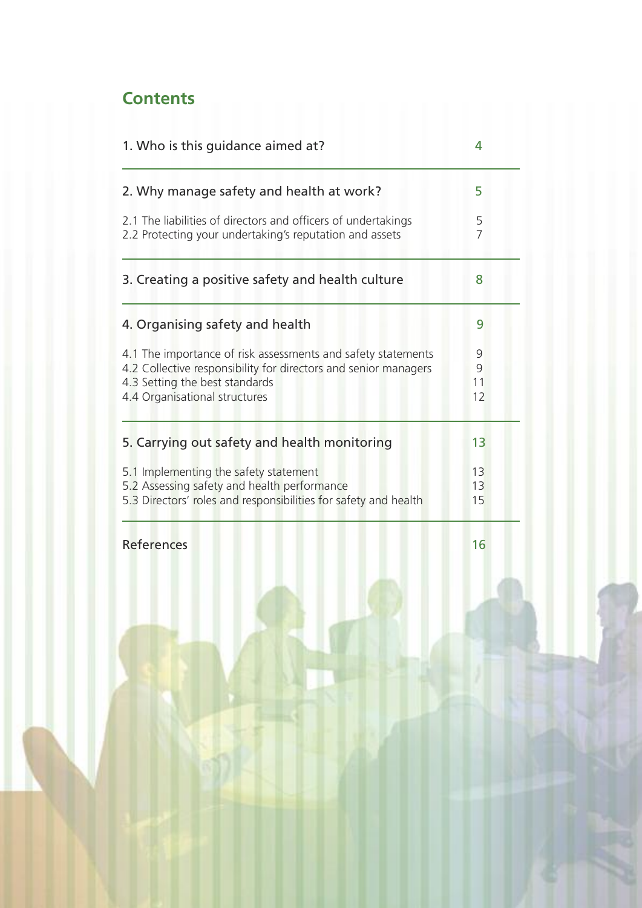## Contents

| | |
|---|---|
| **1. Who is this guidance aimed at?** | **4** |
| **2. Why manage safety and health at work?** | **5** |
| 2.1 The liabilities of directors and officers of undertakings | 5 |
| 2.2 Protecting your undertaking's reputation and assets | 7 |
| **3. Creating a positive safety and health culture** | **8** |
| **4. Organising safety and health** | **9** |
| 4.1 The importance of risk assessments and safety statements | 9 |
| 4.2 Collective responsibility for directors and senior managers | 9 |
| 4.3 Setting the best standards | 11 |
| 4.4 Organisational structures | 12 |
| **5. Carrying out safety and health monitoring** | **13** |
| 5.1 Implementing the safety statement | 13 |
| 5.2 Assessing safety and health performance | 13 |
| 5.3 Directors' roles and responsibilities for safety and health | 15 |
| **References** | **16** |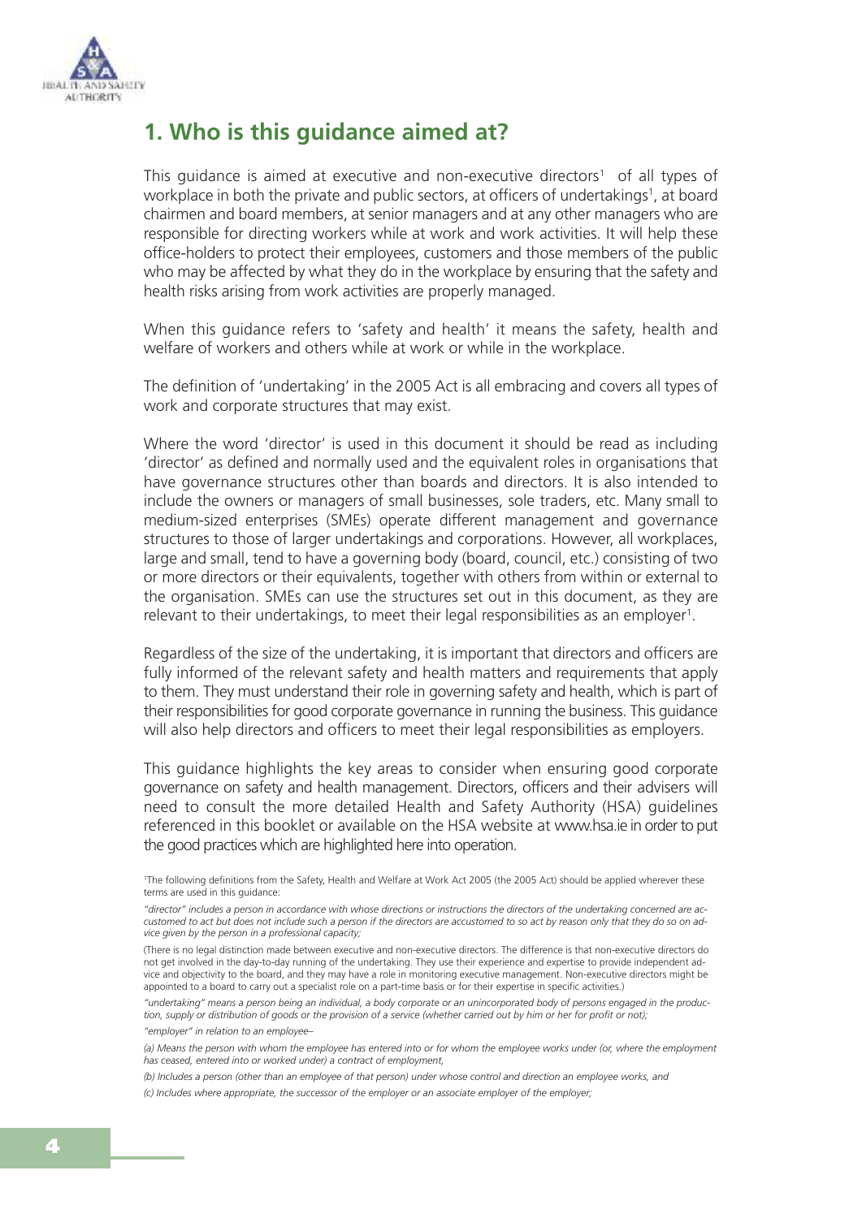## 1. Who is this guidance aimed at?

This guidance is aimed at executive and non-executive directors[1] of all types of workplace in both the private and public sectors, at officers of undertakings[1], at board chairmen and board members, at senior managers and at any other managers who are responsible for directing workers while at work and work activities. It will help these office-holders to protect their employees, customers and those members of the public who may be affected by what they do in the workplace by ensuring that the safety and health risks arising from work activities are properly managed.

When this guidance refers to 'safety and health' it means the safety, health and welfare of workers and others while at work or while in the workplace.

The definition of 'undertaking' in the 2005 Act is all embracing and covers all types of work and corporate structures that may exist.

Where the word 'director' is used in this document it should be read as including 'director' as defined and normally used and the equivalent roles in organisations that have governance structures other than boards and directors. It is also intended to include the owners or managers of small businesses, sole traders, etc. Many small to medium-sized enterprises (SMEs) operate different management and governance structures to those of larger undertakings and corporations. However, all workplaces, large and small, tend to have a governing body (board, council, etc.) consisting of two or more directors or their equivalents, together with others from within or external to the organisation. SMEs can use the structures set out in this document, as they are relevant to their undertakings, to meet their legal responsibilities as an employer[1].

Regardless of the size of the undertaking, it is important that directors and officers are fully informed of the relevant safety and health matters and requirements that apply to them. They must understand their role in governing safety and health, which is part of their responsibilities for good corporate governance in running the business. This guidance will also help directors and officers to meet their legal responsibilities as employers.

This guidance highlights the key areas to consider when ensuring good corporate governance on safety and health management. Directors, officers and their advisers will need to consult the more detailed Health and Safety Authority (HSA) guidelines referenced in this booklet or available on the HSA website at www.hsa.ie in order to put the good practices which are highlighted here into operation.

[1]The following definitions from the Safety, Health and Welfare at Work Act 2005 (the 2005 Act) should be applied wherever these terms are used in this guidance:

*"director" includes a person in accordance with whose directions or instructions the directors of the undertaking concerned are accustomed to act but does not include such a person if the directors are accustomed to so act by reason only that they do so on advice given by the person in a professional capacity;*

(There is no legal distinction made between executive and non-executive directors. The difference is that non-executive directors do not get involved in the day-to-day running of the undertaking. They use their experience and expertise to provide independent advice and objectivity to the board, and they may have a role in monitoring executive management. Non-executive directors might be appointed to a board to carry out a specialist role on a part-time basis or for their expertise in specific activities.)

*"undertaking" means a person being an individual, a body corporate or an unincorporated body of persons engaged in the production, supply or distribution of goods or the provision of a service (whether carried out by him or her for profit or not);*

*"employer" in relation to an employee–*

*(a) Means the person with whom the employee has entered into or for whom the employee works under (or, where the employment has ceased, entered into or worked under) a contract of employment,*

*(b) Includes a person (other than an employee of that person) under whose control and direction an employee works, and*

*(c) Includes where appropriate, the successor of the employer or an associate employer of the employer;*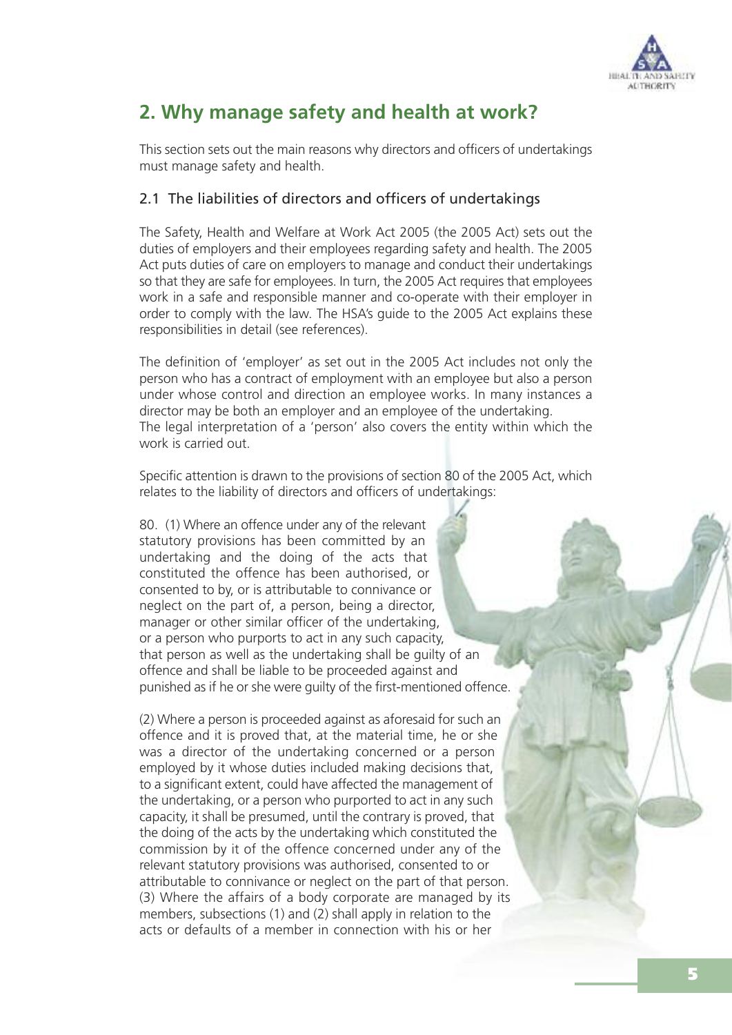## 2. Why manage safety and health at work?

This section sets out the main reasons why directors and officers of undertakings must manage safety and health.

### 2.1 The liabilities of directors and officers of undertakings

The Safety, Health and Welfare at Work Act 2005 (the 2005 Act) sets out the duties of employers and their employees regarding safety and health. The 2005 Act puts duties of care on employers to manage and conduct their undertakings so that they are safe for employees. In turn, the 2005 Act requires that employees work in a safe and responsible manner and co-operate with their employer in order to comply with the law. The HSA's guide to the 2005 Act explains these responsibilities in detail (see references).

The definition of 'employer' as set out in the 2005 Act includes not only the person who has a contract of employment with an employee but also a person under whose control and direction an employee works. In many instances a director may be both an employer and an employee of the undertaking. The legal interpretation of a 'person' also covers the entity within which the work is carried out.

Specific attention is drawn to the provisions of section 80 of the 2005 Act, which relates to the liability of directors and officers of undertakings:

80. (1) Where an offence under any of the relevant statutory provisions has been committed by an undertaking and the doing of the acts that constituted the offence has been authorised, or consented to by, or is attributable to connivance or neglect on the part of, a person, being a director, manager or other similar officer of the undertaking, or a person who purports to act in any such capacity, that person as well as the undertaking shall be guilty of an offence and shall be liable to be proceeded against and punished as if he or she were guilty of the first-mentioned offence.

(2) Where a person is proceeded against as aforesaid for such an offence and it is proved that, at the material time, he or she was a director of the undertaking concerned or a person employed by it whose duties included making decisions that, to a significant extent, could have affected the management of the undertaking, or a person who purported to act in any such capacity, it shall be presumed, until the contrary is proved, that the doing of the acts by the undertaking which constituted the commission by it of the offence concerned under any of the relevant statutory provisions was authorised, consented to or attributable to connivance or neglect on the part of that person.
(3) Where the affairs of a body corporate are managed by its members, subsections (1) and (2) shall apply in relation to the acts or defaults of a member in connection with his or her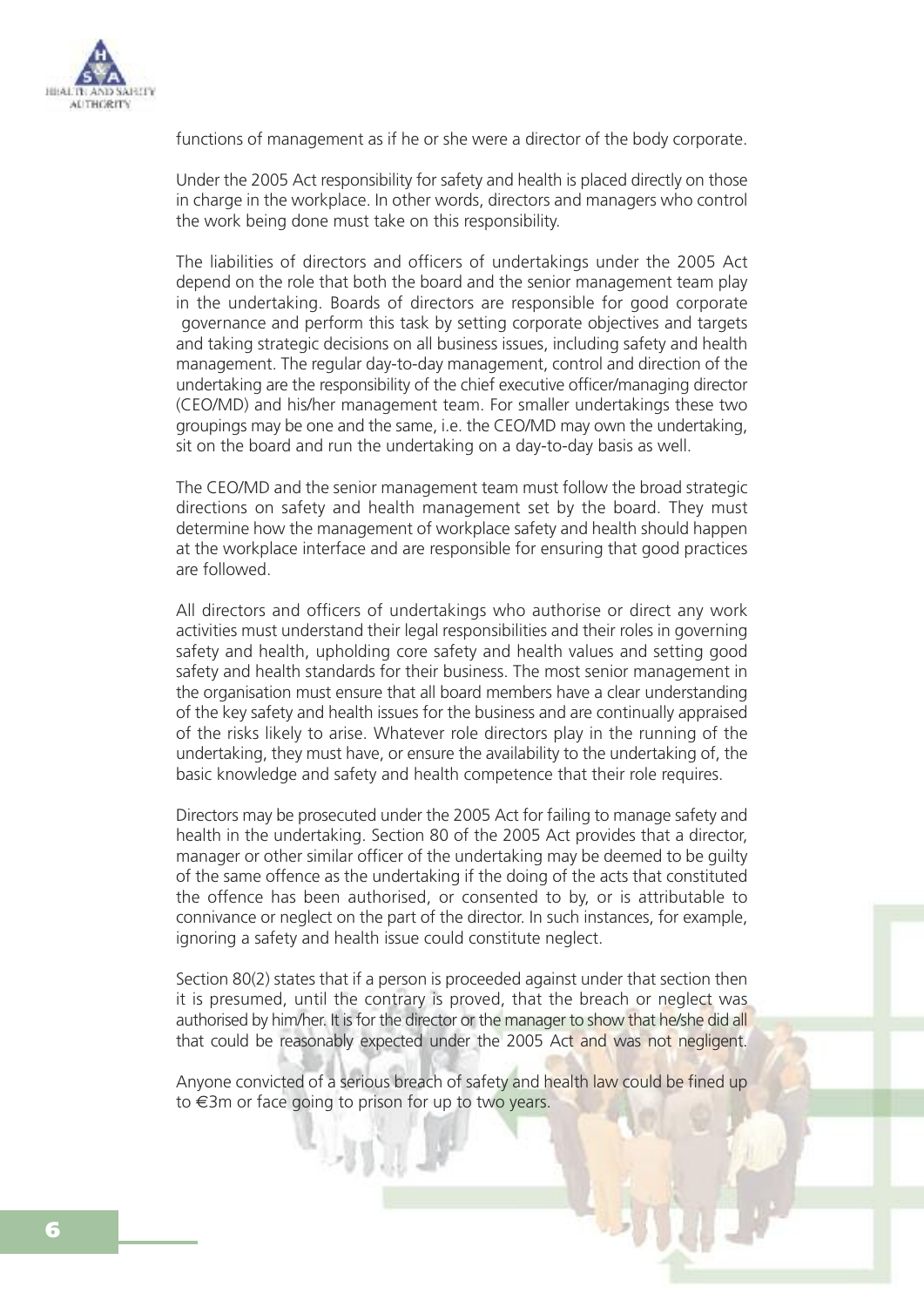functions of management as if he or she were a director of the body corporate.

Under the 2005 Act responsibility for safety and health is placed directly on those in charge in the workplace. In other words, directors and managers who control the work being done must take on this responsibility.

The liabilities of directors and officers of undertakings under the 2005 Act depend on the role that both the board and the senior management team play in the undertaking. Boards of directors are responsible for good corporate governance and perform this task by setting corporate objectives and targets and taking strategic decisions on all business issues, including safety and health management. The regular day-to-day management, control and direction of the undertaking are the responsibility of the chief executive officer/managing director (CEO/MD) and his/her management team. For smaller undertakings these two groupings may be one and the same, i.e. the CEO/MD may own the undertaking, sit on the board and run the undertaking on a day-to-day basis as well.

The CEO/MD and the senior management team must follow the broad strategic directions on safety and health management set by the board. They must determine how the management of workplace safety and health should happen at the workplace interface and are responsible for ensuring that good practices are followed.

All directors and officers of undertakings who authorise or direct any work activities must understand their legal responsibilities and their roles in governing safety and health, upholding core safety and health values and setting good safety and health standards for their business. The most senior management in the organisation must ensure that all board members have a clear understanding of the key safety and health issues for the business and are continually appraised of the risks likely to arise. Whatever role directors play in the running of the undertaking, they must have, or ensure the availability to the undertaking of, the basic knowledge and safety and health competence that their role requires.

Directors may be prosecuted under the 2005 Act for failing to manage safety and health in the undertaking. Section 80 of the 2005 Act provides that a director, manager or other similar officer of the undertaking may be deemed to be guilty of the same offence as the undertaking if the doing of the acts that constituted the offence has been authorised, or consented to by, or is attributable to connivance or neglect on the part of the director. In such instances, for example, ignoring a safety and health issue could constitute neglect.

Section 80(2) states that if a person is proceeded against under that section then it is presumed, until the contrary is proved, that the breach or neglect was authorised by him/her. It is for the director or the manager to show that he/she did all that could be reasonably expected under the 2005 Act and was not negligent.

Anyone convicted of a serious breach of safety and health law could be fined up to €3m or face going to prison for up to two years.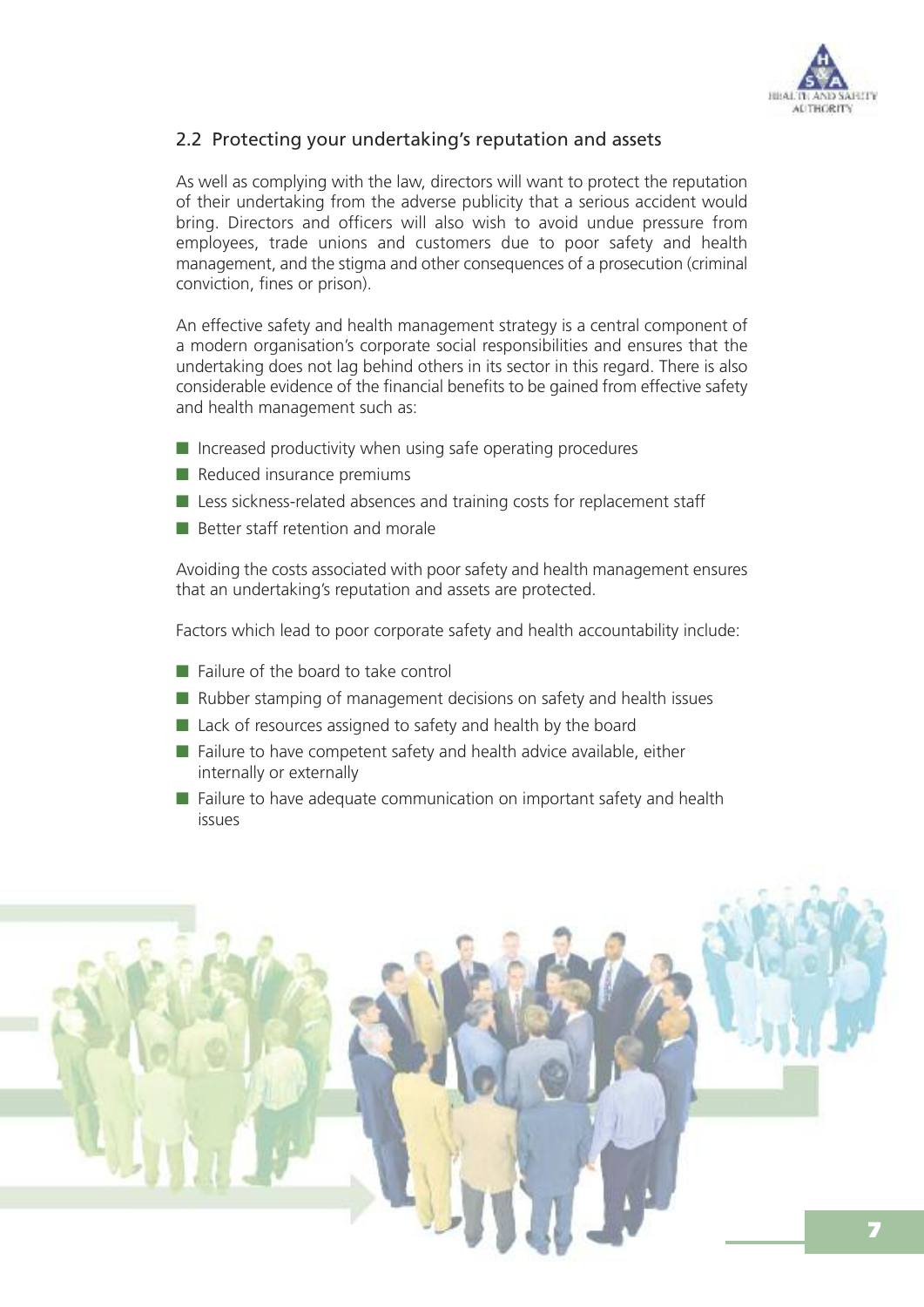## 2.2 Protecting your undertaking's reputation and assets

As well as complying with the law, directors will want to protect the reputation of their undertaking from the adverse publicity that a serious accident would bring. Directors and officers will also wish to avoid undue pressure from employees, trade unions and customers due to poor safety and health management, and the stigma and other consequences of a prosecution (criminal conviction, fines or prison).

An effective safety and health management strategy is a central component of a modern organisation's corporate social responsibilities and ensures that the undertaking does not lag behind others in its sector in this regard. There is also considerable evidence of the financial benefits to be gained from effective safety and health management such as:

- Increased productivity when using safe operating procedures
- Reduced insurance premiums
- Less sickness-related absences and training costs for replacement staff
- Better staff retention and morale

Avoiding the costs associated with poor safety and health management ensures that an undertaking's reputation and assets are protected.

Factors which lead to poor corporate safety and health accountability include:

- Failure of the board to take control
- Rubber stamping of management decisions on safety and health issues
- Lack of resources assigned to safety and health by the board
- Failure to have competent safety and health advice available, either internally or externally
- Failure to have adequate communication on important safety and health issues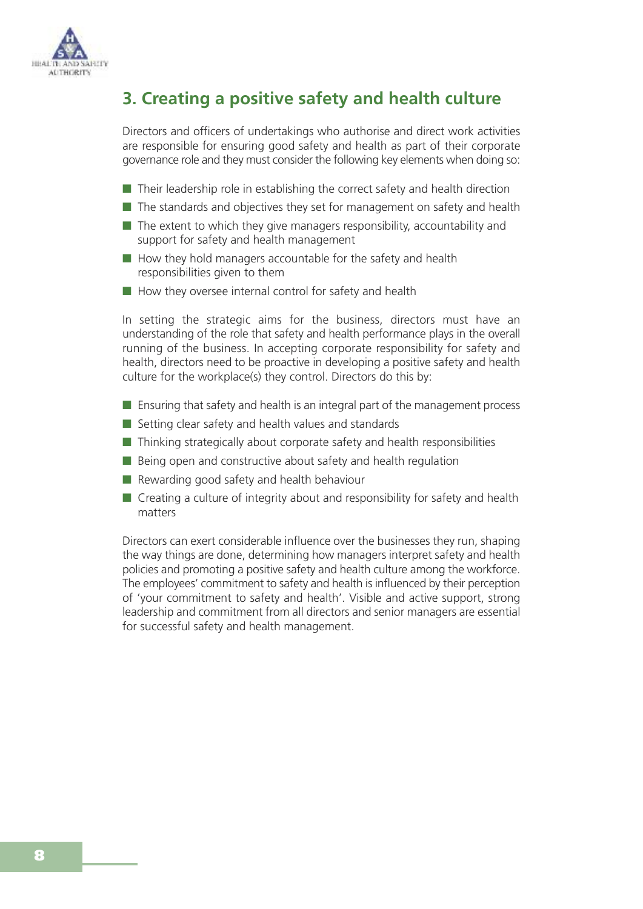## 3. Creating a positive safety and health culture

Directors and officers of undertakings who authorise and direct work activities are responsible for ensuring good safety and health as part of their corporate governance role and they must consider the following key elements when doing so:

- Their leadership role in establishing the correct safety and health direction
- The standards and objectives they set for management on safety and health
- The extent to which they give managers responsibility, accountability and support for safety and health management
- How they hold managers accountable for the safety and health responsibilities given to them
- How they oversee internal control for safety and health

In setting the strategic aims for the business, directors must have an understanding of the role that safety and health performance plays in the overall running of the business. In accepting corporate responsibility for safety and health, directors need to be proactive in developing a positive safety and health culture for the workplace(s) they control. Directors do this by:

- Ensuring that safety and health is an integral part of the management process
- Setting clear safety and health values and standards
- Thinking strategically about corporate safety and health responsibilities
- Being open and constructive about safety and health regulation
- Rewarding good safety and health behaviour
- Creating a culture of integrity about and responsibility for safety and health matters

Directors can exert considerable influence over the businesses they run, shaping the way things are done, determining how managers interpret safety and health policies and promoting a positive safety and health culture among the workforce. The employees' commitment to safety and health is influenced by their perception of 'your commitment to safety and health'. Visible and active support, strong leadership and commitment from all directors and senior managers are essential for successful safety and health management.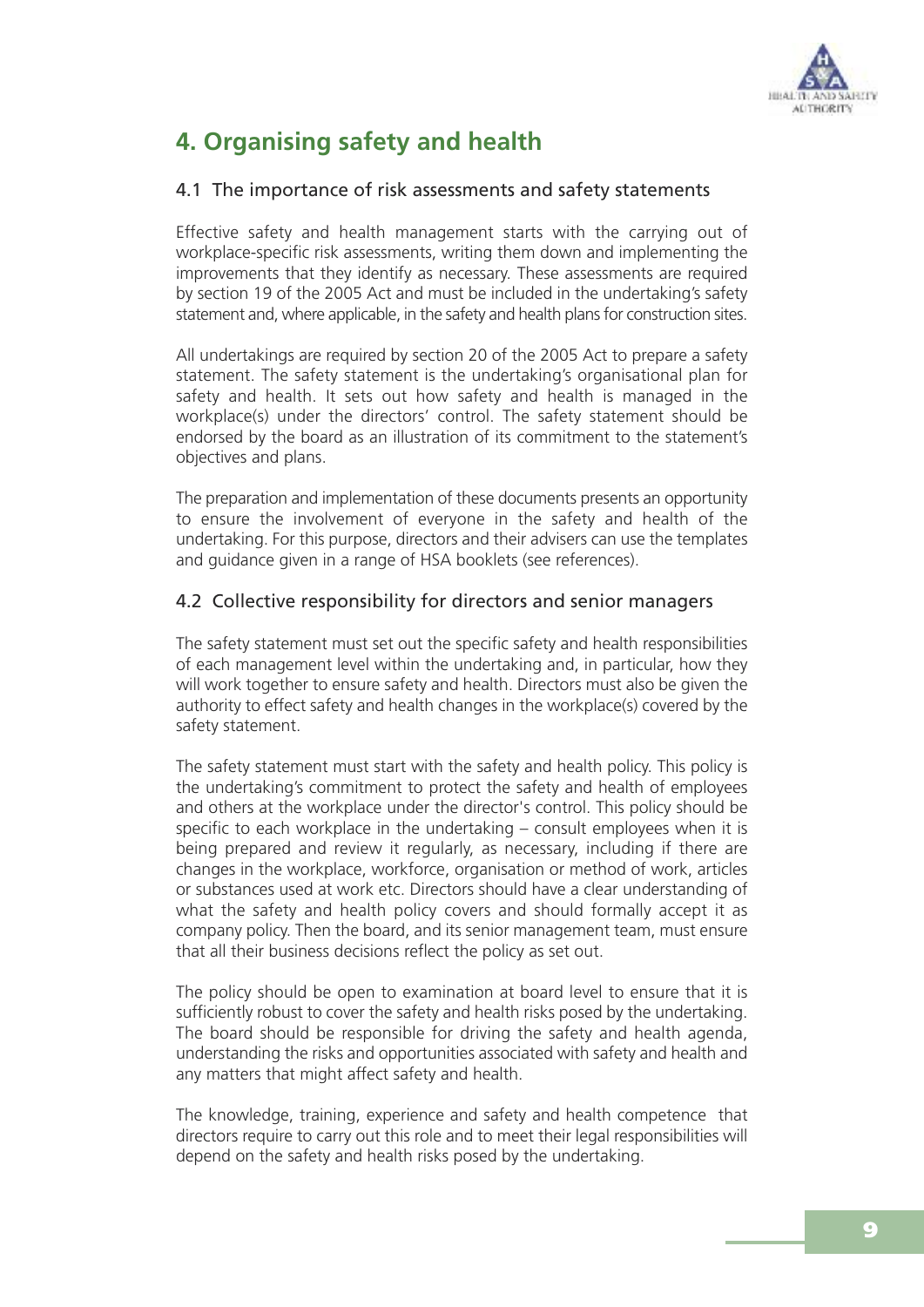# 4. Organising safety and health

## 4.1 The importance of risk assessments and safety statements

Effective safety and health management starts with the carrying out of workplace-specific risk assessments, writing them down and implementing the improvements that they identify as necessary. These assessments are required by section 19 of the 2005 Act and must be included in the undertaking's safety statement and, where applicable, in the safety and health plans for construction sites.

All undertakings are required by section 20 of the 2005 Act to prepare a safety statement. The safety statement is the undertaking's organisational plan for safety and health. It sets out how safety and health is managed in the workplace(s) under the directors' control. The safety statement should be endorsed by the board as an illustration of its commitment to the statement's objectives and plans.

The preparation and implementation of these documents presents an opportunity to ensure the involvement of everyone in the safety and health of the undertaking. For this purpose, directors and their advisers can use the templates and guidance given in a range of HSA booklets (see references).

## 4.2 Collective responsibility for directors and senior managers

The safety statement must set out the specific safety and health responsibilities of each management level within the undertaking and, in particular, how they will work together to ensure safety and health. Directors must also be given the authority to effect safety and health changes in the workplace(s) covered by the safety statement.

The safety statement must start with the safety and health policy. This policy is the undertaking's commitment to protect the safety and health of employees and others at the workplace under the director's control. This policy should be specific to each workplace in the undertaking – consult employees when it is being prepared and review it regularly, as necessary, including if there are changes in the workplace, workforce, organisation or method of work, articles or substances used at work etc. Directors should have a clear understanding of what the safety and health policy covers and should formally accept it as company policy. Then the board, and its senior management team, must ensure that all their business decisions reflect the policy as set out.

The policy should be open to examination at board level to ensure that it is sufficiently robust to cover the safety and health risks posed by the undertaking. The board should be responsible for driving the safety and health agenda, understanding the risks and opportunities associated with safety and health and any matters that might affect safety and health.

The knowledge, training, experience and safety and health competence that directors require to carry out this role and to meet their legal responsibilities will depend on the safety and health risks posed by the undertaking.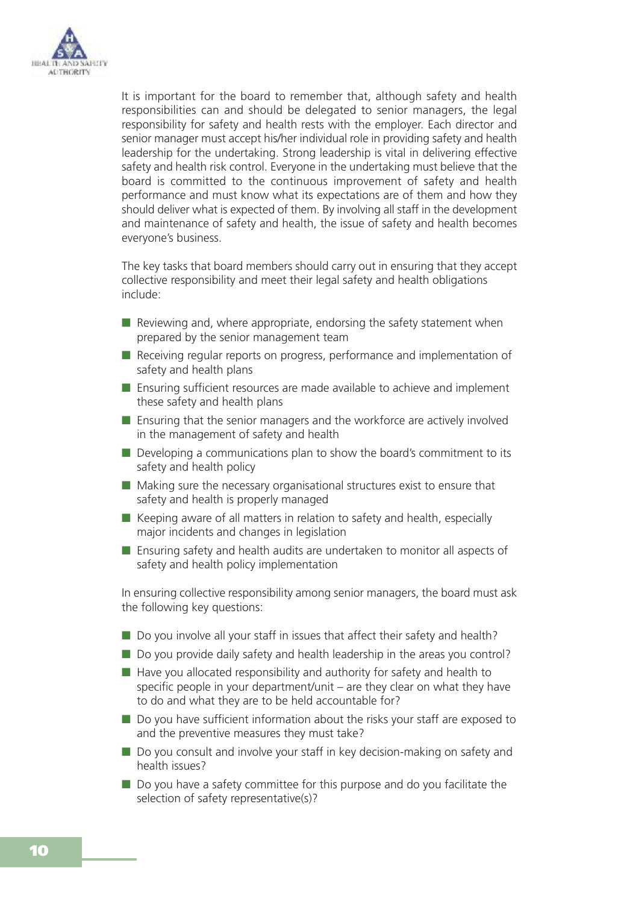It is important for the board to remember that, although safety and health responsibilities can and should be delegated to senior managers, the legal responsibility for safety and health rests with the employer. Each director and senior manager must accept his/her individual role in providing safety and health leadership for the undertaking. Strong leadership is vital in delivering effective safety and health risk control. Everyone in the undertaking must believe that the board is committed to the continuous improvement of safety and health performance and must know what its expectations are of them and how they should deliver what is expected of them. By involving all staff in the development and maintenance of safety and health, the issue of safety and health becomes everyone's business.

The key tasks that board members should carry out in ensuring that they accept collective responsibility and meet their legal safety and health obligations include:

- Reviewing and, where appropriate, endorsing the safety statement when prepared by the senior management team
- Receiving regular reports on progress, performance and implementation of safety and health plans
- Ensuring sufficient resources are made available to achieve and implement these safety and health plans
- Ensuring that the senior managers and the workforce are actively involved in the management of safety and health
- Developing a communications plan to show the board's commitment to its safety and health policy
- Making sure the necessary organisational structures exist to ensure that safety and health is properly managed
- Keeping aware of all matters in relation to safety and health, especially major incidents and changes in legislation
- Ensuring safety and health audits are undertaken to monitor all aspects of safety and health policy implementation

In ensuring collective responsibility among senior managers, the board must ask the following key questions:

- Do you involve all your staff in issues that affect their safety and health?
- Do you provide daily safety and health leadership in the areas you control?
- Have you allocated responsibility and authority for safety and health to specific people in your department/unit – are they clear on what they have to do and what they are to be held accountable for?
- Do you have sufficient information about the risks your staff are exposed to and the preventive measures they must take?
- Do you consult and involve your staff in key decision-making on safety and health issues?
- Do you have a safety committee for this purpose and do you facilitate the selection of safety representative(s)?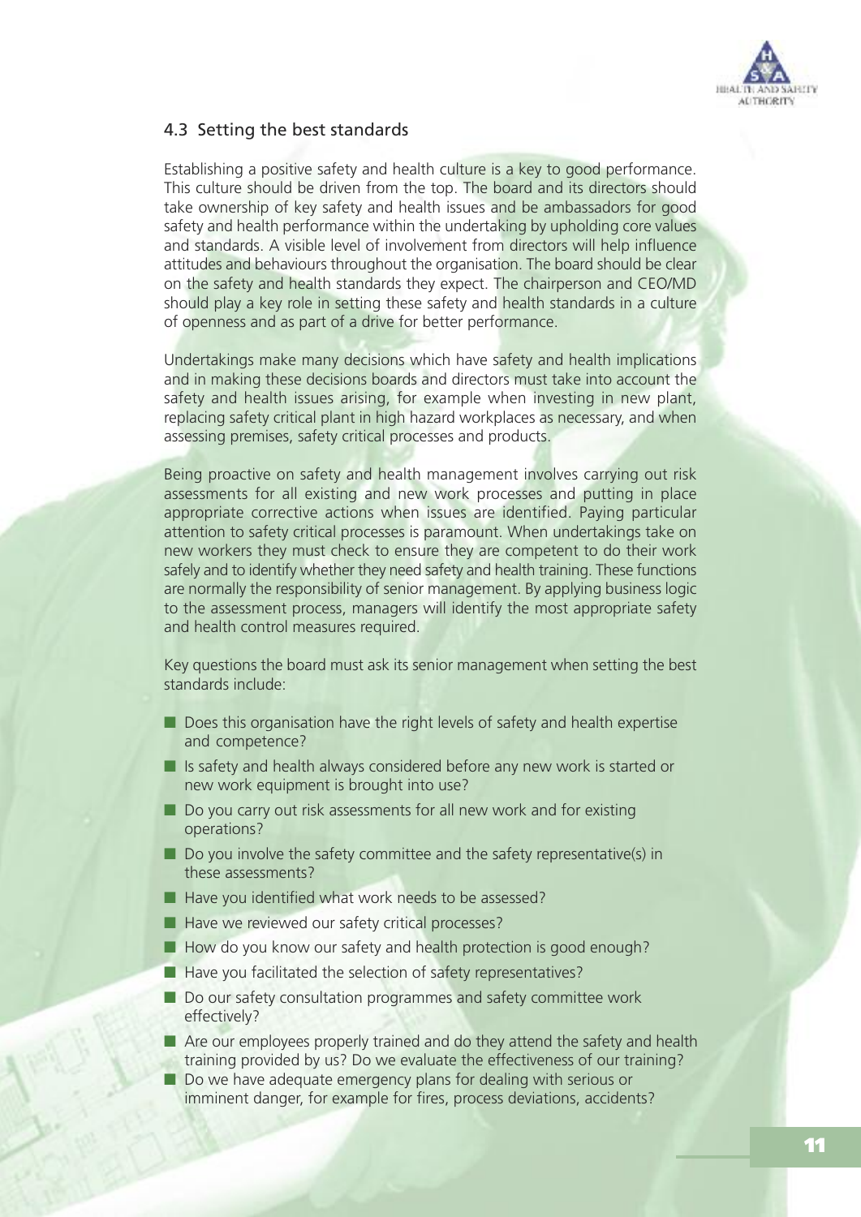## 4.3 Setting the best standards

Establishing a positive safety and health culture is a key to good performance. This culture should be driven from the top. The board and its directors should take ownership of key safety and health issues and be ambassadors for good safety and health performance within the undertaking by upholding core values and standards. A visible level of involvement from directors will help influence attitudes and behaviours throughout the organisation. The board should be clear on the safety and health standards they expect. The chairperson and CEO/MD should play a key role in setting these safety and health standards in a culture of openness and as part of a drive for better performance.

Undertakings make many decisions which have safety and health implications and in making these decisions boards and directors must take into account the safety and health issues arising, for example when investing in new plant, replacing safety critical plant in high hazard workplaces as necessary, and when assessing premises, safety critical processes and products.

Being proactive on safety and health management involves carrying out risk assessments for all existing and new work processes and putting in place appropriate corrective actions when issues are identified. Paying particular attention to safety critical processes is paramount. When undertakings take on new workers they must check to ensure they are competent to do their work safely and to identify whether they need safety and health training. These functions are normally the responsibility of senior management. By applying business logic to the assessment process, managers will identify the most appropriate safety and health control measures required.

Key questions the board must ask its senior management when setting the best standards include:

- Does this organisation have the right levels of safety and health expertise and competence?
- Is safety and health always considered before any new work is started or new work equipment is brought into use?
- Do you carry out risk assessments for all new work and for existing operations?
- Do you involve the safety committee and the safety representative(s) in these assessments?
- Have you identified what work needs to be assessed?
- Have we reviewed our safety critical processes?
- How do you know our safety and health protection is good enough?
- Have you facilitated the selection of safety representatives?
- Do our safety consultation programmes and safety committee work effectively?
- Are our employees properly trained and do they attend the safety and health training provided by us? Do we evaluate the effectiveness of our training?
- Do we have adequate emergency plans for dealing with serious or imminent danger, for example for fires, process deviations, accidents?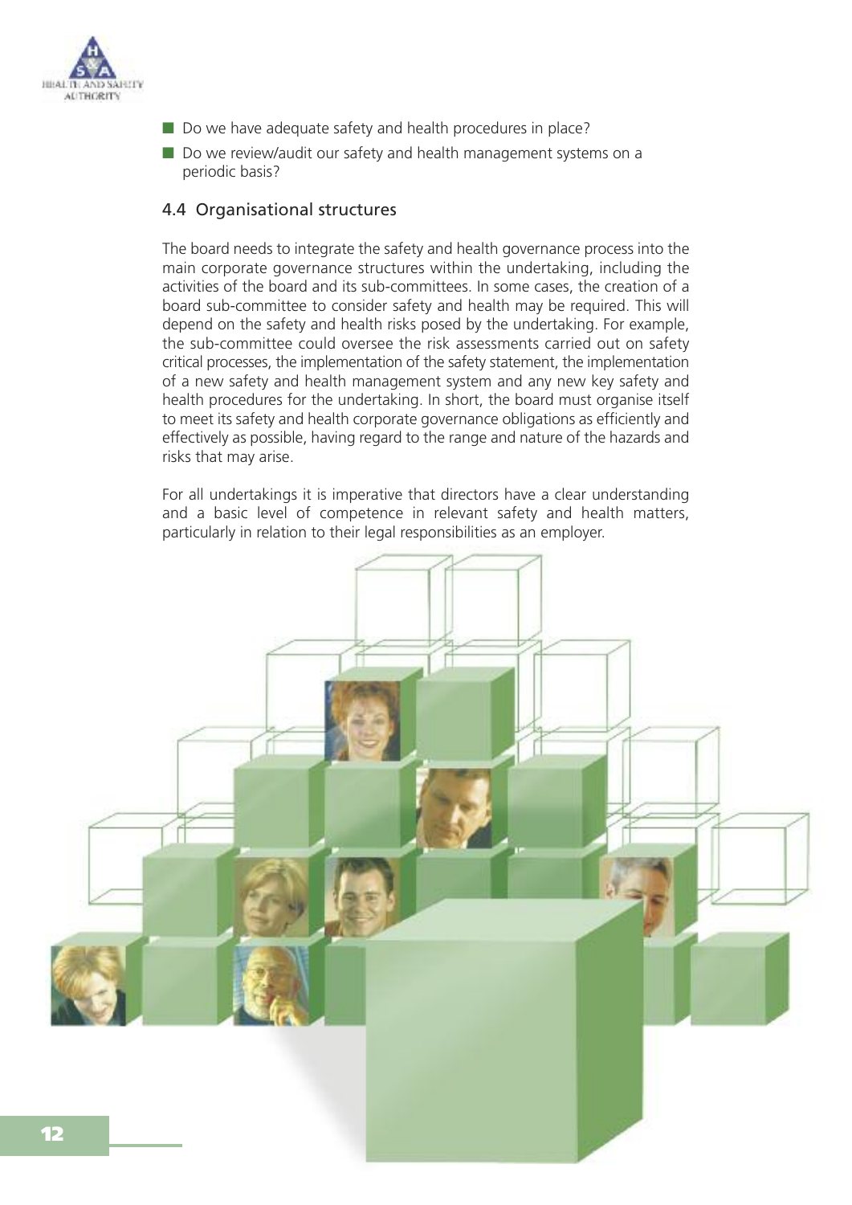- Do we have adequate safety and health procedures in place?
- Do we review/audit our safety and health management systems on a periodic basis?

### 4.4 Organisational structures

The board needs to integrate the safety and health governance process into the main corporate governance structures within the undertaking, including the activities of the board and its sub-committees. In some cases, the creation of a board sub-committee to consider safety and health may be required. This will depend on the safety and health risks posed by the undertaking. For example, the sub-committee could oversee the risk assessments carried out on safety critical processes, the implementation of the safety statement, the implementation of a new safety and health management system and any new key safety and health procedures for the undertaking. In short, the board must organise itself to meet its safety and health corporate governance obligations as efficiently and effectively as possible, having regard to the range and nature of the hazards and risks that may arise.

For all undertakings it is imperative that directors have a clear understanding and a basic level of competence in relevant safety and health matters, particularly in relation to their legal responsibilities as an employer.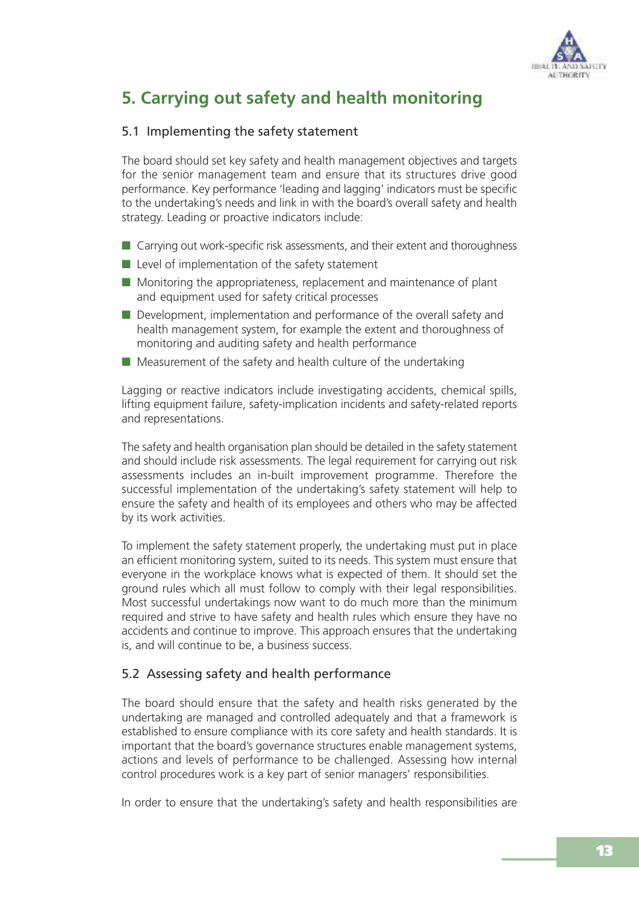## 5. Carrying out safety and health monitoring

### 5.1 Implementing the safety statement

The board should set key safety and health management objectives and targets for the senior management team and ensure that its structures drive good performance. Key performance 'leading and lagging' indicators must be specific to the undertaking's needs and link in with the board's overall safety and health strategy. Leading or proactive indicators include:

- Carrying out work-specific risk assessments, and their extent and thoroughness
- Level of implementation of the safety statement
- Monitoring the appropriateness, replacement and maintenance of plant and equipment used for safety critical processes
- Development, implementation and performance of the overall safety and health management system, for example the extent and thoroughness of monitoring and auditing safety and health performance
- Measurement of the safety and health culture of the undertaking

Lagging or reactive indicators include investigating accidents, chemical spills, lifting equipment failure, safety-implication incidents and safety-related reports and representations.

The safety and health organisation plan should be detailed in the safety statement and should include risk assessments. The legal requirement for carrying out risk assessments includes an in-built improvement programme. Therefore the successful implementation of the undertaking's safety statement will help to ensure the safety and health of its employees and others who may be affected by its work activities.

To implement the safety statement properly, the undertaking must put in place an efficient monitoring system, suited to its needs. This system must ensure that everyone in the workplace knows what is expected of them. It should set the ground rules which all must follow to comply with their legal responsibilities. Most successful undertakings now want to do much more than the minimum required and strive to have safety and health rules which ensure they have no accidents and continue to improve. This approach ensures that the undertaking is, and will continue to be, a business success.

### 5.2 Assessing safety and health performance

The board should ensure that the safety and health risks generated by the undertaking are managed and controlled adequately and that a framework is established to ensure compliance with its core safety and health standards. It is important that the board's governance structures enable management systems, actions and levels of performance to be challenged. Assessing how internal control procedures work is a key part of senior managers' responsibilities.

In order to ensure that the undertaking's safety and health responsibilities are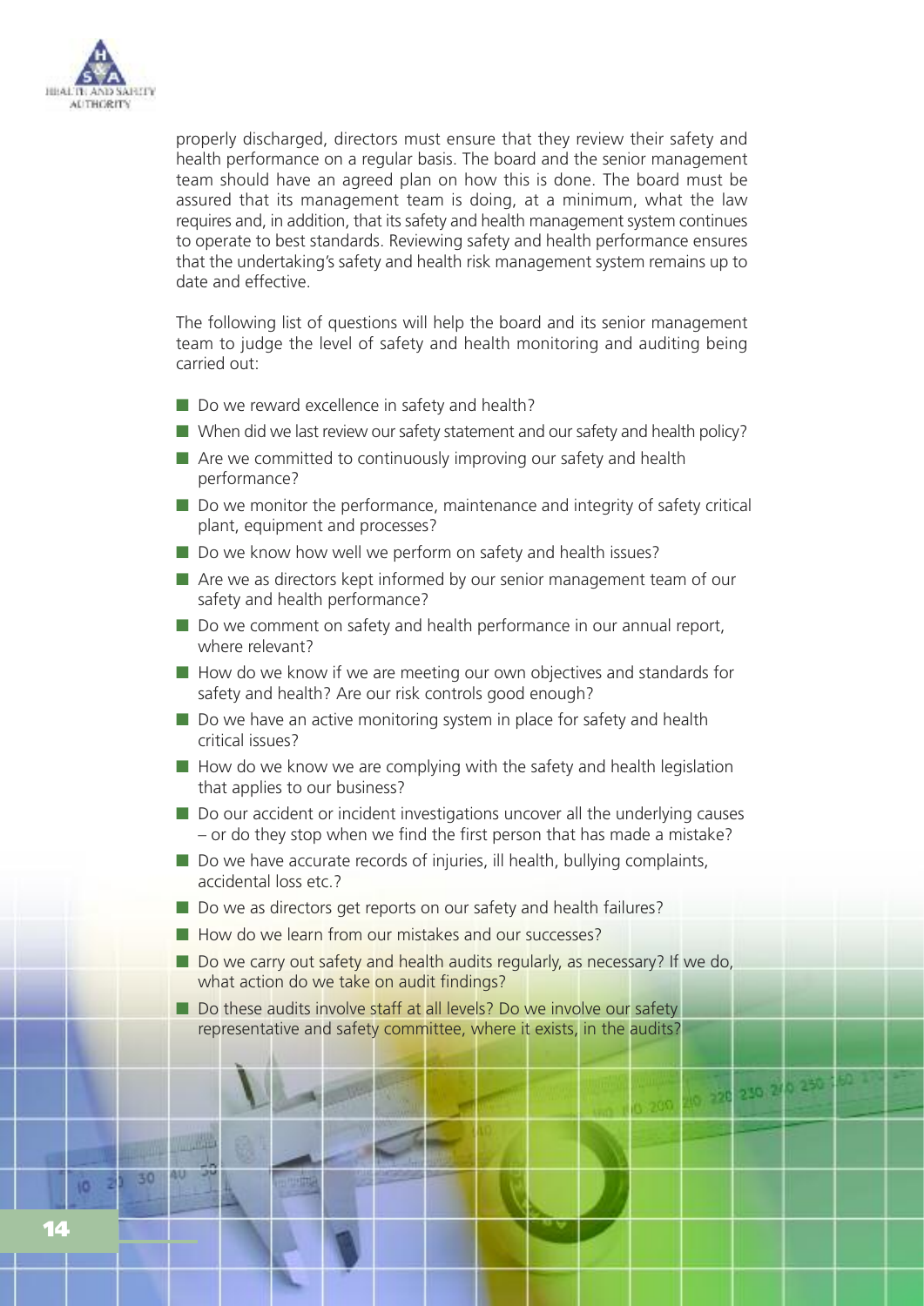properly discharged, directors must ensure that they review their safety and health performance on a regular basis. The board and the senior management team should have an agreed plan on how this is done. The board must be assured that its management team is doing, at a minimum, what the law requires and, in addition, that its safety and health management system continues to operate to best standards. Reviewing safety and health performance ensures that the undertaking's safety and health risk management system remains up to date and effective.

The following list of questions will help the board and its senior management team to judge the level of safety and health monitoring and auditing being carried out:

- Do we reward excellence in safety and health?
- When did we last review our safety statement and our safety and health policy?
- Are we committed to continuously improving our safety and health performance?
- Do we monitor the performance, maintenance and integrity of safety critical plant, equipment and processes?
- Do we know how well we perform on safety and health issues?
- Are we as directors kept informed by our senior management team of our safety and health performance?
- Do we comment on safety and health performance in our annual report, where relevant?
- How do we know if we are meeting our own objectives and standards for safety and health? Are our risk controls good enough?
- Do we have an active monitoring system in place for safety and health critical issues?
- How do we know we are complying with the safety and health legislation that applies to our business?
- Do our accident or incident investigations uncover all the underlying causes – or do they stop when we find the first person that has made a mistake?
- Do we have accurate records of injuries, ill health, bullying complaints, accidental loss etc.?
- Do we as directors get reports on our safety and health failures?
- How do we learn from our mistakes and our successes?
- Do we carry out safety and health audits regularly, as necessary? If we do, what action do we take on audit findings?
- Do these audits involve staff at all levels? Do we involve our safety representative and safety committee, where it exists, in the audits?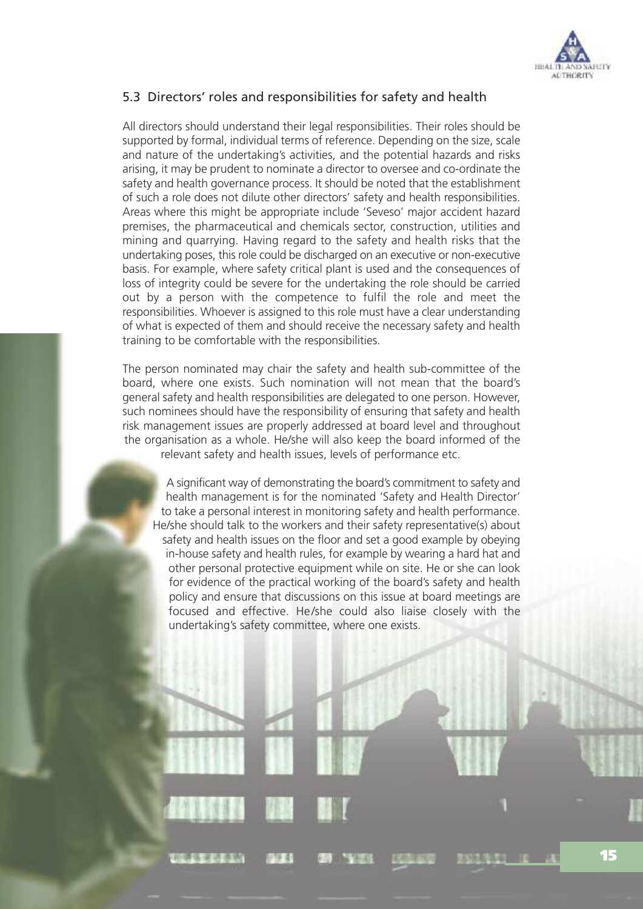## 5.3 Directors' roles and responsibilities for safety and health

All directors should understand their legal responsibilities. Their roles should be supported by formal, individual terms of reference. Depending on the size, scale and nature of the undertaking's activities, and the potential hazards and risks arising, it may be prudent to nominate a director to oversee and co-ordinate the safety and health governance process. It should be noted that the establishment of such a role does not dilute other directors' safety and health responsibilities. Areas where this might be appropriate include 'Seveso' major accident hazard premises, the pharmaceutical and chemicals sector, construction, utilities and mining and quarrying. Having regard to the safety and health risks that the undertaking poses, this role could be discharged on an executive or non-executive basis. For example, where safety critical plant is used and the consequences of loss of integrity could be severe for the undertaking the role should be carried out by a person with the competence to fulfil the role and meet the responsibilities. Whoever is assigned to this role must have a clear understanding of what is expected of them and should receive the necessary safety and health training to be comfortable with the responsibilities.

The person nominated may chair the safety and health sub-committee of the board, where one exists. Such nomination will not mean that the board's general safety and health responsibilities are delegated to one person. However, such nominees should have the responsibility of ensuring that safety and health risk management issues are properly addressed at board level and throughout the organisation as a whole. He/she will also keep the board informed of the relevant safety and health issues, levels of performance etc.

A significant way of demonstrating the board's commitment to safety and health management is for the nominated 'Safety and Health Director' to take a personal interest in monitoring safety and health performance. He/she should talk to the workers and their safety representative(s) about safety and health issues on the floor and set a good example by obeying in-house safety and health rules, for example by wearing a hard hat and other personal protective equipment while on site. He or she can look for evidence of the practical working of the board's safety and health policy and ensure that discussions on this issue at board meetings are focused and effective. He/she could also liaise closely with the undertaking's safety committee, where one exists.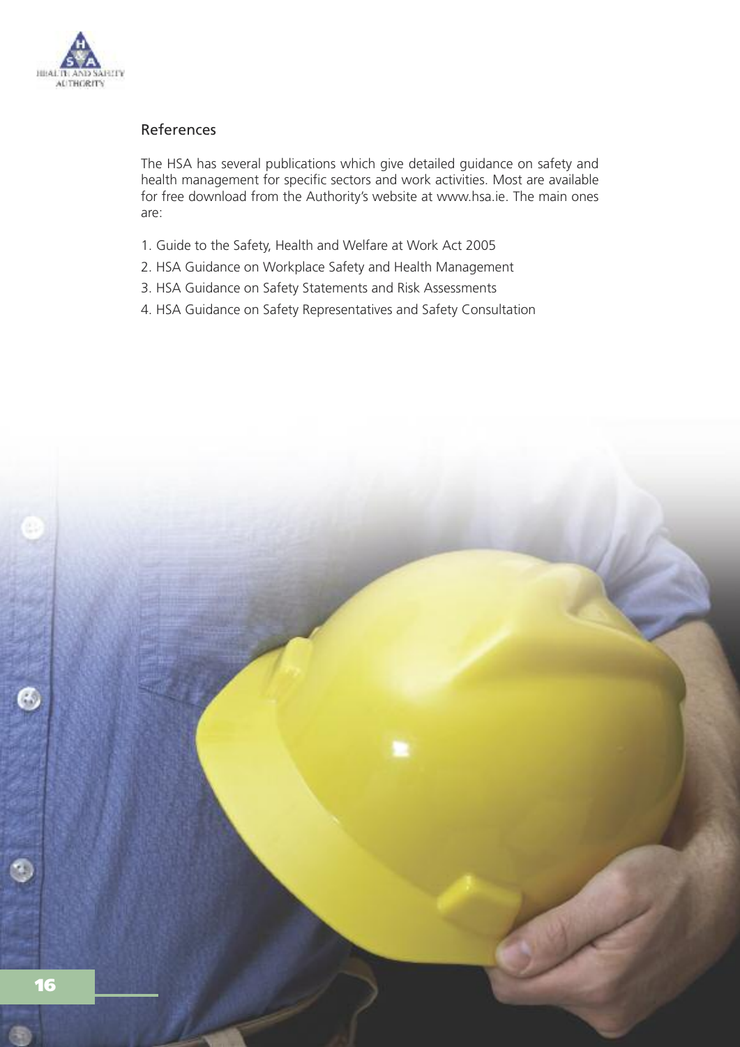## References

The HSA has several publications which give detailed guidance on safety and health management for specific sectors and work activities. Most are available for free download from the Authority's website at www.hsa.ie. The main ones are:

1. Guide to the Safety, Health and Welfare at Work Act 2005
2. HSA Guidance on Workplace Safety and Health Management
3. HSA Guidance on Safety Statements and Risk Assessments
4. HSA Guidance on Safety Representatives and Safety Consultation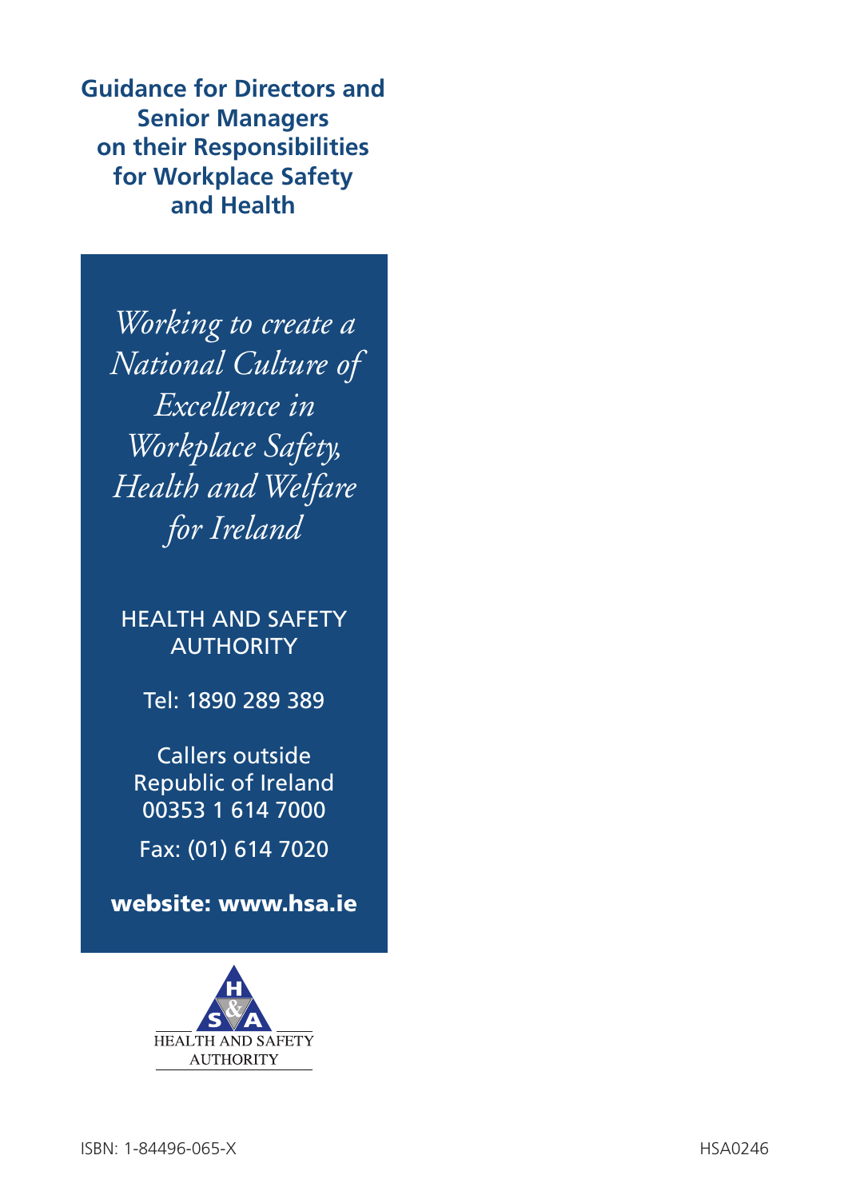**Guidance for Directors and Senior Managers on their Responsibilities for Workplace Safety and Health**

*Working to create a National Culture of Excellence in Workplace Safety, Health and Welfare for Ireland*

HEALTH AND SAFETY AUTHORITY

Tel: 1890 289 389

Callers outside Republic of Ireland 00353 1 614 7000

Fax: (01) 614 7020

**website: www.hsa.ie**

HEALTH AND SAFETY AUTHORITY

ISBN: 1-84496-065-X

HSA0246